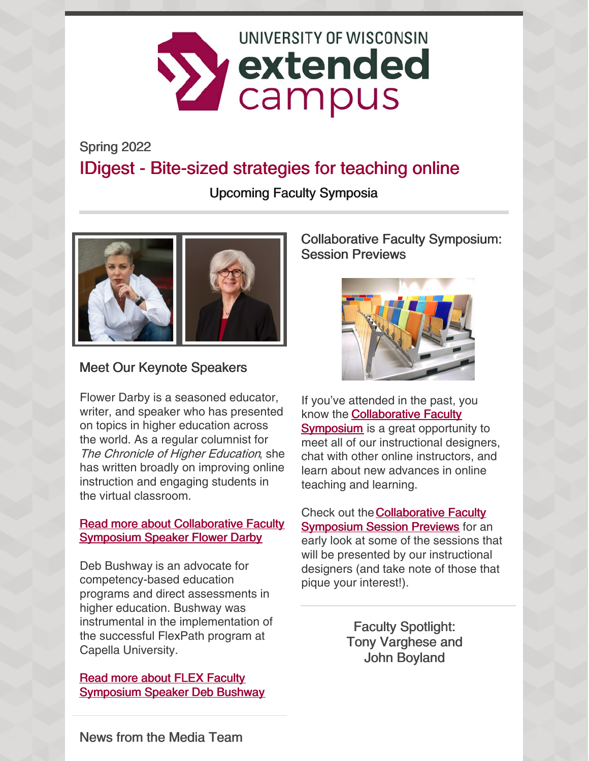UNIVERSITY OF WISCONSIN extended campus

Spring 2022

# IDigest - Bite-sized strategies for teaching online

## Upcoming Faculty Symposia

### Meet Our Keynote Speakers

Flower Darby is a seasoned educator, writer, and speaker who has presented on topics in higher education across the world. As a regular columnist for *The Chronicle of Higher Education*, she has written broadly on improving online instruction and engaging students in the virtual classroom.

Read more about Collaborative Faculty Symposium Speaker Flower Darby

Deb Bushway is an advocate for competency-based education programs and direct assessments in higher education. Bushway was instrumental in the implementation of the successful FlexPath program at Capella University.

Read more about FLEX Faculty Symposium Speaker Deb Bushway

### Collaborative Faculty Symposium: Session Previews

If you've attended in the past, you know the Collaborative Faculty Symposium is a great opportunity to meet all of our instructional designers, chat with other online instructors, and learn about new advances in online teaching and learning.

Check out the Collaborative Faculty Symposium Session Previews for an early look at some of the sessions that will be presented by our instructional designers (and take note of those that pique your interest!).

### Faculty Spotlight: Tony Varghese and John Boyland

### News from the Media Team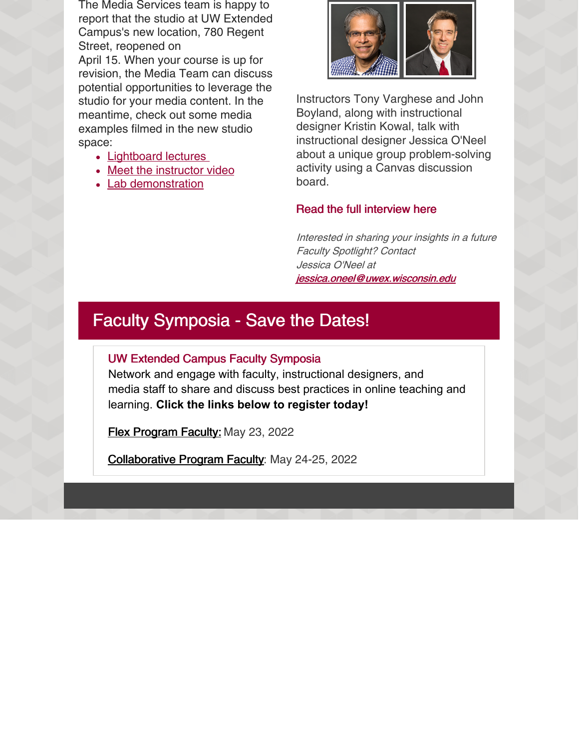The Media Services team is happy to report that the studio at UW Extended Campus's new location, 780 Regent Street, reopened on April 15. When your course is up for revision, the Media Team can discuss potential opportunities to leverage the studio for your media content. In the meantime, check out some media examples filmed in the new studio space:

- Lightboard lectures
- Meet the instructor video
- Lab demonstration

Instructors Tony Varghese and John Boyland, along with instructional designer Kristin Kowal, talk with instructional designer Jessica O'Neel about a unique group problem-solving activity using a Canvas discussion board.

**Read the full interview here**

*Interested in sharing your insights in a future Faculty Spotlight? Contact Jessica O'Neel at jessica.oneel@uwex.wisconsin.edu*

## Faculty Symposia - Save the Dates!

### UW Extended Campus Faculty Symposia

Network and engage with faculty, instructional designers, and media staff to share and discuss best practices in online teaching and learning. **Click the links below to register today!**

Flex Program Faculty: May 23, 2022

Collaborative Program Faculty: May 24-25, 2022